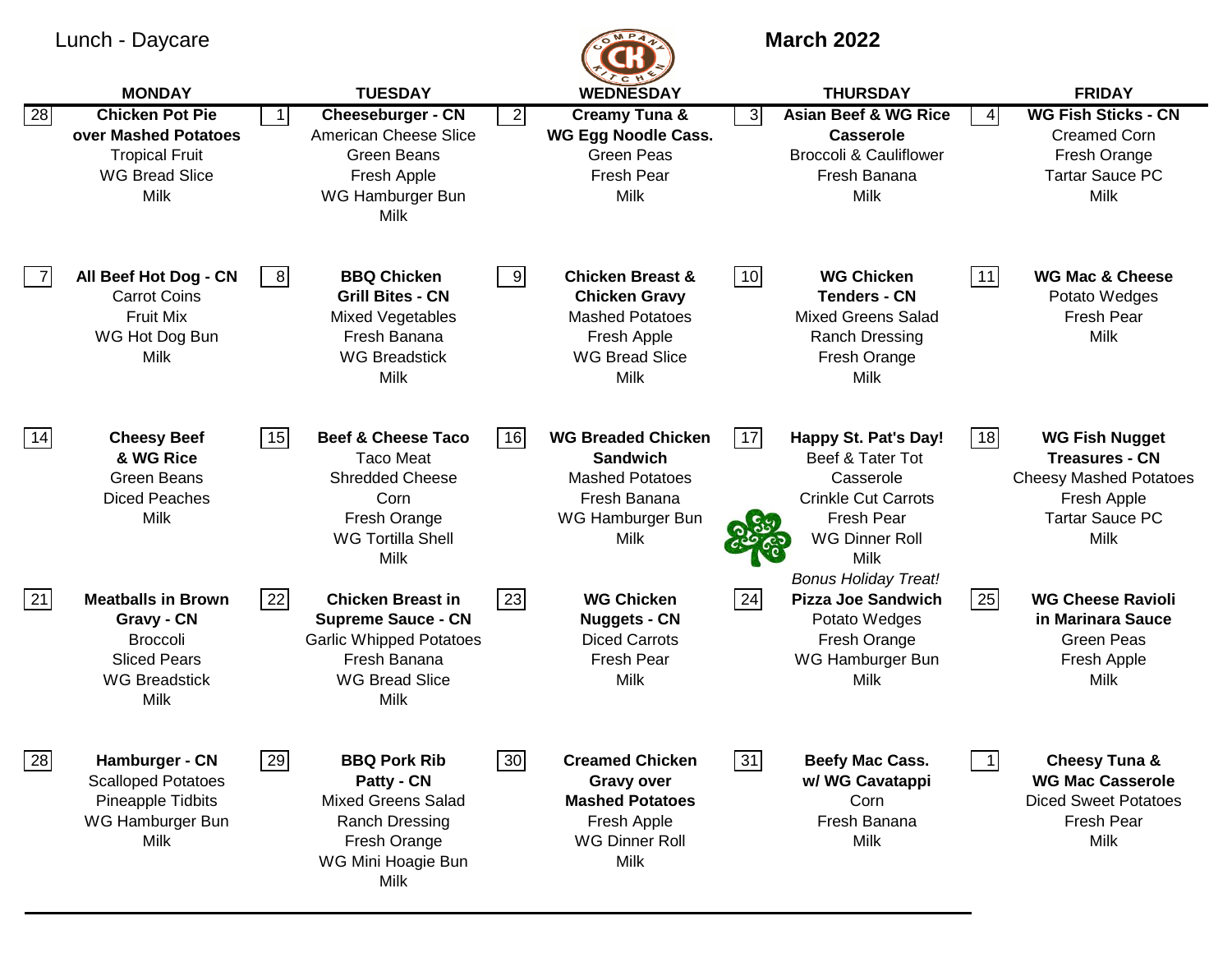Lunch - Daycare

**March 2022**

| MONDAY | TUESDAY | WEDNESDAY | THURSDAY | FRIDAY |
|---|---|---|---|---|
| 28 **Chicken Pot Pie over Mashed Potatoes** Tropical Fruit WG Bread Slice Milk | 1 **Cheeseburger - CN** American Cheese Slice Green Beans Fresh Apple WG Hamburger Bun Milk | 2 **Creamy Tuna & WG Egg Noodle Cass.** Green Peas Fresh Pear Milk | 3 **Asian Beef & WG Rice Casserole** Broccoli & Cauliflower Fresh Banana Milk | 4 **WG Fish Sticks - CN** Creamed Corn Fresh Orange Tartar Sauce PC Milk |
| 7 **All Beef Hot Dog - CN** Carrot Coins Fruit Mix WG Hot Dog Bun Milk | 8 **BBQ Chicken Grill Bites - CN** Mixed Vegetables Fresh Banana WG Breadstick Milk | 9 **Chicken Breast & Chicken Gravy** Mashed Potatoes Fresh Apple WG Bread Slice Milk | 10 **WG Chicken Tenders - CN** Mixed Greens Salad Ranch Dressing Fresh Orange Milk | 11 **WG Mac & Cheese** Potato Wedges Fresh Pear Milk |
| 14 **Cheesy Beef & WG Rice** Green Beans Diced Peaches Milk | 15 **Beef & Cheese Taco** Taco Meat Shredded Cheese Corn Fresh Orange WG Tortilla Shell Milk | 16 **WG Breaded Chicken Sandwich** Mashed Potatoes Fresh Banana WG Hamburger Bun Milk | 17 **Happy St. Pat's Day!** Beef & Tater Tot Casserole Crinkle Cut Carrots Fresh Pear WG Dinner Roll Milk *Bonus Holiday Treat!* | 18 **WG Fish Nugget Treasures - CN** Cheesy Mashed Potatoes Fresh Apple Tartar Sauce PC Milk |
| 21 **Meatballs in Brown Gravy - CN** Broccoli Sliced Pears WG Breadstick Milk | 22 **Chicken Breast in Supreme Sauce - CN** Garlic Whipped Potatoes Fresh Banana WG Bread Slice Milk | 23 **WG Chicken Nuggets - CN** Diced Carrots Fresh Pear Milk | 24 **Pizza Joe Sandwich** Potato Wedges Fresh Orange WG Hamburger Bun Milk | 25 **WG Cheese Ravioli in Marinara Sauce** Green Peas Fresh Apple Milk |
| 28 **Hamburger - CN** Scalloped Potatoes Pineapple Tidbits WG Hamburger Bun Milk | 29 **BBQ Pork Rib Patty - CN** Mixed Greens Salad Ranch Dressing Fresh Orange WG Mini Hoagie Bun Milk | 30 **Creamed Chicken Gravy over Mashed Potatoes** Fresh Apple WG Dinner Roll Milk | 31 **Beefy Mac Cass. w/ WG Cavatappi** Corn Fresh Banana Milk | 1 **Cheesy Tuna & WG Mac Casserole** Diced Sweet Potatoes Fresh Pear Milk |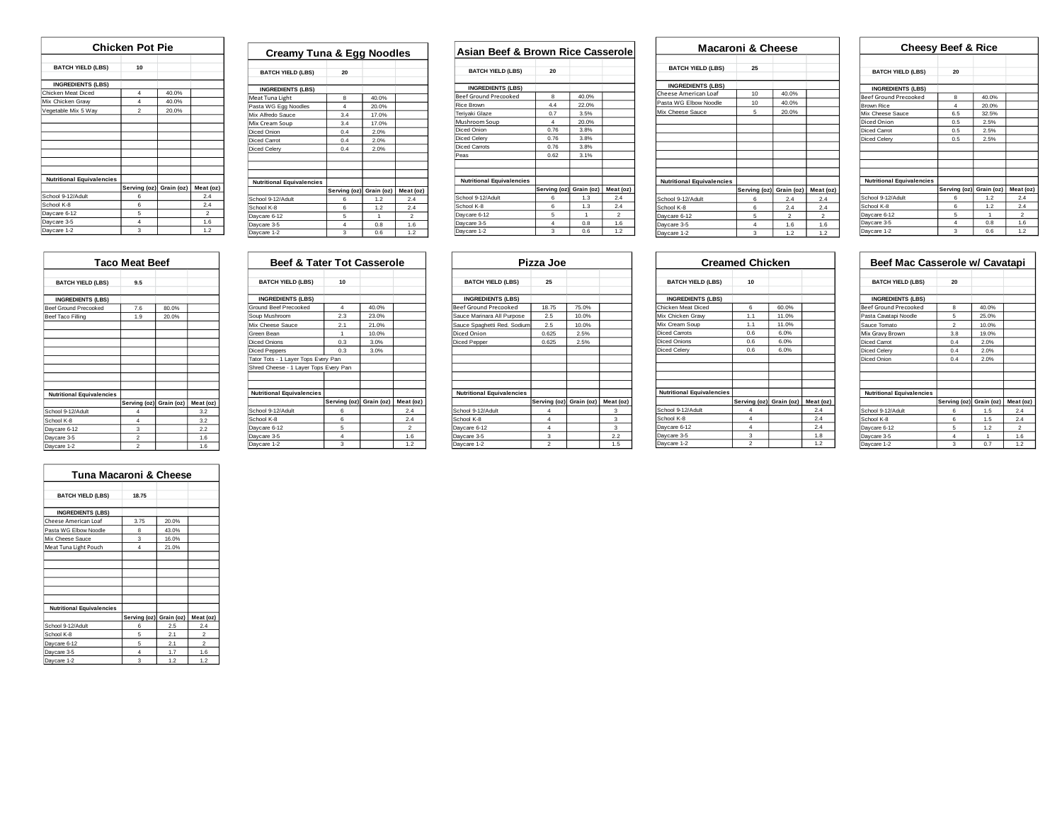## Chicken Pot Pie

| | | | |
|---|---|---|---|
| **BATCH YIELD (LBS)** | 10 | | |
| **INGREDIENTS (LBS)** | | | |
| Chicken Meat Diced | 4 | 40.0% | |
| Mix Chicken Gravy | 4 | 40.0% | |
| Vegetable Mix 5 Way | 2 | 20.0% | |
| **Nutritional Equivalencies** | | | |
| | Serving (oz) | Grain (oz) | Meat (oz) |
| School 9-12/Adult | 6 | | 2.4 |
| School K-8 | 6 | | 2.4 |
| Daycare 6-12 | 5 | | 2 |
| Daycare 3-5 | 4 | | 1.6 |
| Daycare 1-2 | 3 | | 1.2 |

## Creamy Tuna & Egg Noodles

| | | | |
|---|---|---|---|
| **BATCH YIELD (LBS)** | 20 | | |
| **INGREDIENTS (LBS)** | | | |
| Meat Tuna Light | 8 | 40.0% | |
| Pasta WG Egg Noodles | 4 | 20.0% | |
| Mix Alfredo Sauce | 3.4 | 17.0% | |
| Mix Cream Soup | 3.4 | 17.0% | |
| Diced Onion | 0.4 | 2.0% | |
| Diced Carrot | 0.4 | 2.0% | |
| Diced Celery | 0.4 | 2.0% | |
| **Nutritional Equivalencies** | | | |
| | Serving (oz) | Grain (oz) | Meat (oz) |
| School 9-12/Adult | 6 | 1.2 | 2.4 |
| School K-8 | 6 | 1.2 | 2.4 |
| Daycare 6-12 | 5 | 1 | 2 |
| Daycare 3-5 | 4 | 0.8 | 1.6 |
| Daycare 1-2 | 3 | 0.6 | 1.2 |

## Asian Beef & Brown Rice Casserole

| | | | |
|---|---|---|---|
| **BATCH YIELD (LBS)** | 20 | | |
| **INGREDIENTS (LBS)** | | | |
| Beef Ground Precooked | 8 | 40.0% | |
| Rice Brown | 4.4 | 22.0% | |
| Teriyaki Glaze | 0.7 | 3.5% | |
| Mushroom Soup | 4 | 20.0% | |
| Diced Onion | 0.76 | 3.8% | |
| Diced Celery | 0.76 | 3.8% | |
| Diced Carrots | 0.76 | 3.8% | |
| Peas | 0.62 | 3.1% | |
| **Nutritional Equivalencies** | | | |
| | Serving (oz) | Grain (oz) | Meat (oz) |
| School 9-12/Adult | 6 | 1.3 | 2.4 |
| School K-8 | 6 | 1.3 | 2.4 |
| Daycare 6-12 | 5 | 1 | 2 |
| Daycare 3-5 | 4 | 0.8 | 1.6 |
| Daycare 1-2 | 3 | 0.6 | 1.2 |

## Macaroni & Cheese

| | | | |
|---|---|---|---|
| **BATCH YIELD (LBS)** | 25 | | |
| **INGREDIENTS (LBS)** | | | |
| Cheese American Loaf | 10 | 40.0% | |
| Pasta WG Elbow Noodle | 10 | 40.0% | |
| Mix Cheese Sauce | 5 | 20.0% | |
| **Nutritional Equivalencies** | | | |
| | Serving (oz) | Grain (oz) | Meat (oz) |
| School 9-12/Adult | 6 | 2.4 | 2.4 |
| School K-8 | 6 | 2.4 | 2.4 |
| Daycare 6-12 | 5 | 2 | 2 |
| Daycare 3-5 | 4 | 1.6 | 1.6 |
| Daycare 1-2 | 3 | 1.2 | 1.2 |

## Cheesy Beef & Rice

| | | | |
|---|---|---|---|
| **BATCH YIELD (LBS)** | 20 | | |
| **INGREDIENTS (LBS)** | | | |
| Beef Ground Precooked | 8 | 40.0% | |
| Brown Rice | 4 | 20.0% | |
| Mix Cheese Sauce | 6.5 | 32.5% | |
| Diced Onion | 0.5 | 2.5% | |
| Diced Carrot | 0.5 | 2.5% | |
| Diced Celery | 0.5 | 2.5% | |
| **Nutritional Equivalencies** | | | |
| | Serving (oz) | Grain (oz) | Meat (oz) |
| School 9-12/Adult | 6 | 1.2 | 2.4 |
| School K-8 | 6 | 1.2 | 2.4 |
| Daycare 6-12 | 5 | 1 | 2 |
| Daycare 3-5 | 4 | 0.8 | 1.6 |
| Daycare 1-2 | 3 | 0.6 | 1.2 |

## Taco Meat Beef

| | | | |
|---|---|---|---|
| **BATCH YIELD (LBS)** | 9.5 | | |
| **INGREDIENTS (LBS)** | | | |
| Beef Ground Precooked | 7.6 | 80.0% | |
| Beef Taco Filling | 1.9 | 20.0% | |
| **Nutritional Equivalencies** | | | |
| | Serving (oz) | Grain (oz) | Meat (oz) |
| School 9-12/Adult | 4 | | 3.2 |
| School K-8 | 4 | | 3.2 |
| Daycare 6-12 | 3 | | 2.2 |
| Daycare 3-5 | 2 | | 1.6 |
| Daycare 1-2 | 2 | | 1.6 |

## Beef & Tater Tot Casserole

| | | | |
|---|---|---|---|
| **BATCH YIELD (LBS)** | 10 | | |
| **INGREDIENTS (LBS)** | | | |
| Ground Beef Precooked | 4 | 40.0% | |
| Soup Mushroom | 2.3 | 23.0% | |
| Mix Cheese Sauce | 2.1 | 21.0% | |
| Green Bean | 1 | 10.0% | |
| Diced Onions | 0.3 | 3.0% | |
| Diced Peppers | 0.3 | 3.0% | |
| Tator Tots - 1 Layer Tops Every Pan | | | |
| Shred Cheese - 1 Layer Tops Every Pan | | | |
| **Nutritional Equivalencies** | | | |
| | Serving (oz) | Grain (oz) | Meat (oz) |
| School 9-12/Adult | 6 | | 2.4 |
| School K-8 | 6 | | 2.4 |
| Daycare 6-12 | 5 | | 2 |
| Daycare 3-5 | 4 | | 1.6 |
| Daycare 1-2 | 3 | | 1.2 |

## Pizza Joe

| | | | |
|---|---|---|---|
| **BATCH YIELD (LBS)** | 25 | | |
| **INGREDIENTS (LBS)** | | | |
| Beef Ground Precooked | 18.75 | 75.0% | |
| Sauce Marinara All Purpose | 2.5 | 10.0% | |
| Sauce Spaghetti Red. Sodium | 2.5 | 10.0% | |
| Diced Onion | 0.625 | 2.5% | |
| Diced Pepper | 0.625 | 2.5% | |
| **Nutritional Equivalencies** | | | |
| | Serving (oz) | Grain (oz) | Meat (oz) |
| School 9-12/Adult | 4 | | 3 |
| School K-8 | 4 | | 3 |
| Daycare 6-12 | 4 | | 3 |
| Daycare 3-5 | 3 | | 2.2 |
| Daycare 1-2 | 2 | | 1.5 |

## Creamed Chicken

| | | | |
|---|---|---|---|
| **BATCH YIELD (LBS)** | 10 | | |
| **INGREDIENTS (LBS)** | | | |
| Chicken Meat Diced | 6 | 60.0% | |
| Mix Chicken Gravy | 1.1 | 11.0% | |
| Mix Cream Soup | 1.1 | 11.0% | |
| Diced Carrots | 0.6 | 6.0% | |
| Diced Onions | 0.6 | 6.0% | |
| Diced Celery | 0.6 | 6.0% | |
| **Nutritional Equivalencies** | | | |
| | Serving (oz) | Grain (oz) | Meat (oz) |
| School 9-12/Adult | 4 | | 2.4 |
| School K-8 | 4 | | 2.4 |
| Daycare 6-12 | 4 | | 2.4 |
| Daycare 3-5 | 3 | | 1.8 |
| Daycare 1-2 | 2 | | 1.2 |

## Beef Mac Casserole w/ Cavatapi

| | | | |
|---|---|---|---|
| **BATCH YIELD (LBS)** | 20 | | |
| **INGREDIENTS (LBS)** | | | |
| Beef Ground Precooked | 8 | 40.0% | |
| Pasta Cavatapi Noodle | 5 | 25.0% | |
| Sauce Tomato | 2 | 10.0% | |
| Mix Gravy Brown | 3.8 | 19.0% | |
| Diced Carrot | 0.4 | 2.0% | |
| Diced Celery | 0.4 | 2.0% | |
| Diced Onion | 0.4 | 2.0% | |
| **Nutritional Equivalencies** | | | |
| | Serving (oz) | Grain (oz) | Meat (oz) |
| School 9-12/Adult | 6 | 1.5 | 2.4 |
| School K-8 | 6 | 1.5 | 2.4 |
| Daycare 6-12 | 5 | 1.2 | 2 |
| Daycare 3-5 | 4 | 1 | 1.6 |
| Daycare 1-2 | 3 | 0.7 | 1.2 |

## Tuna Macaroni & Cheese

| | | | |
|---|---|---|---|
| **BATCH YIELD (LBS)** | 18.75 | | |
| **INGREDIENTS (LBS)** | | | |
| Cheese American Loaf | 3.75 | 20.0% | |
| Pasta WG Elbow Noodle | 8 | 43.0% | |
| Mix Cheese Sauce | 3 | 16.0% | |
| Meat Tuna Light Pouch | 4 | 21.0% | |
| **Nutritional Equivalencies** | | | |
| | Serving (oz) | Grain (oz) | Meat (oz) |
| School 9-12/Adult | 6 | 2.5 | 2.4 |
| School K-8 | 5 | 2.1 | 2 |
| Daycare 6-12 | 5 | 2.1 | 2 |
| Daycare 3-5 | 4 | 1.7 | 1.6 |
| Daycare 1-2 | 3 | 1.2 | 1.2 |